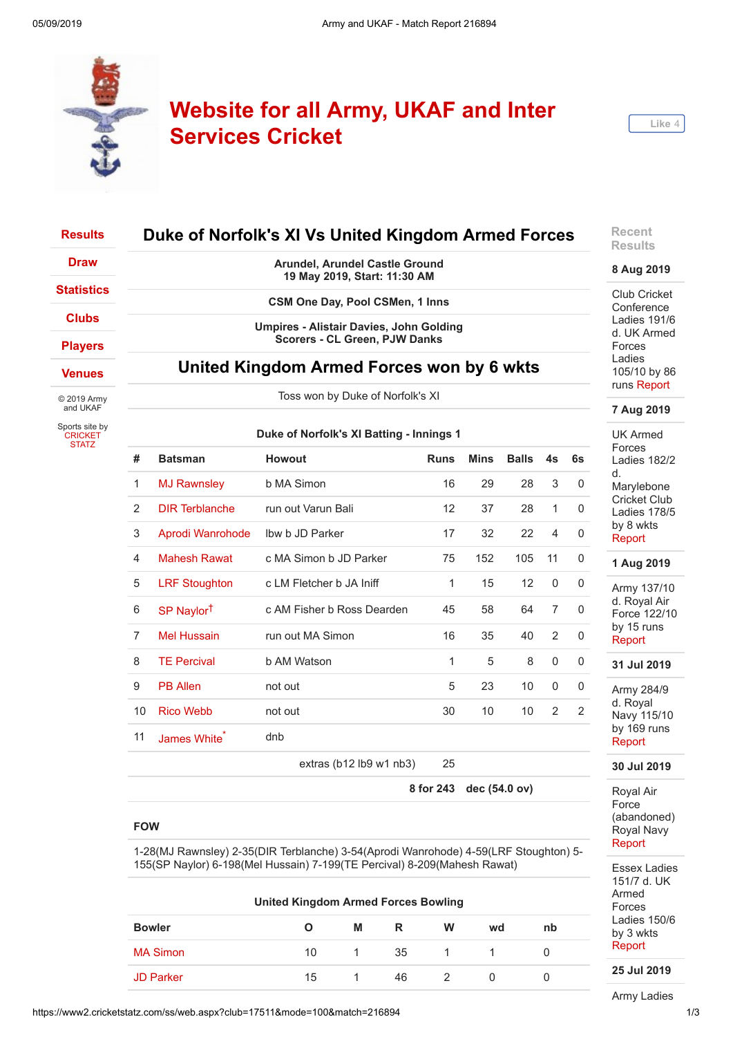# Website for all Army, UKAF and Inter Services Cricket

Like 4

- Results
- Draw
- Statistics
- Clubs
- Players
- Venues

© 2019 Army and UKAF

Sports site by CRICKET STATZ

## Duke of Norfolk's XI Vs United Kingdom Armed Forces

**Arundel, Arundel Castle Ground**
**19 May 2019, Start: 11:30 AM**

**CSM One Day, Pool CSMen, 1 Inns**

**Umpires - Alistair Davies, John Golding**
**Scorers - CL Green, PJW Danks**

## United Kingdom Armed Forces won by 6 wkts

Toss won by Duke of Norfolk's XI

**Duke of Norfolk's XI Batting - Innings 1**

| # | Batsman | Howout | Runs | Mins | Balls | 4s | 6s |
|---|---|---|---|---|---|---|---|
| 1 | MJ Rawnsley | b MA Simon | 16 | 29 | 28 | 3 | 0 |
| 2 | DIR Terblanche | run out Varun Bali | 12 | 37 | 28 | 1 | 0 |
| 3 | Aprodi Wanrohode | lbw b JD Parker | 17 | 32 | 22 | 4 | 0 |
| 4 | Mahesh Rawat | c MA Simon b JD Parker | 75 | 152 | 105 | 11 | 0 |
| 5 | LRF Stoughton | c LM Fletcher b JA Iniff | 1 | 15 | 12 | 0 | 0 |
| 6 | SP Naylor† | c AM Fisher b Ross Dearden | 45 | 58 | 64 | 7 | 0 |
| 7 | Mel Hussain | run out MA Simon | 16 | 35 | 40 | 2 | 0 |
| 8 | TE Percival | b AM Watson | 1 | 5 | 8 | 0 | 0 |
| 9 | PB Allen | not out | 5 | 23 | 10 | 0 | 0 |
| 10 | Rico Webb | not out | 30 | 10 | 10 | 2 | 2 |
| 11 | James White* | dnb | | | | | |
| | | extras (b12 lb9 w1 nb3) | 25 | | | | |
| | | | **8 for 243** | **dec (54.0 ov)** | | | |

**FOW**

1-28(MJ Rawnsley) 2-35(DIR Terblanche) 3-54(Aprodi Wanrohode) 4-59(LRF Stoughton) 5-155(SP Naylor) 6-198(Mel Hussain) 7-199(TE Percival) 8-209(Mahesh Rawat)

**United Kingdom Armed Forces Bowling**

| Bowler | O | M | R | W | wd | nb |
|---|---|---|---|---|---|---|
| MA Simon | 10 | 1 | 35 | 1 | 1 | 0 |
| JD Parker | 15 | 1 | 46 | 2 | 0 | 0 |

### Recent Results

**8 Aug 2019**

Club Cricket Conference Ladies 191/6 d. UK Armed Forces Ladies 105/10 by 86 runs Report

**7 Aug 2019**

UK Armed Forces Ladies 182/2 d. Marylebone Cricket Club Ladies 178/5 by 8 wkts Report

**1 Aug 2019**

Army 137/10 d. Royal Air Force 122/10 by 15 runs Report

**31 Jul 2019**

Army 284/9 d. Royal Navy 115/10 by 169 runs Report

**30 Jul 2019**

Royal Air Force (abandoned) Royal Navy Report

Essex Ladies 151/7 d. UK Armed Forces Ladies 150/6 by 3 wkts Report

**25 Jul 2019**

Army Ladies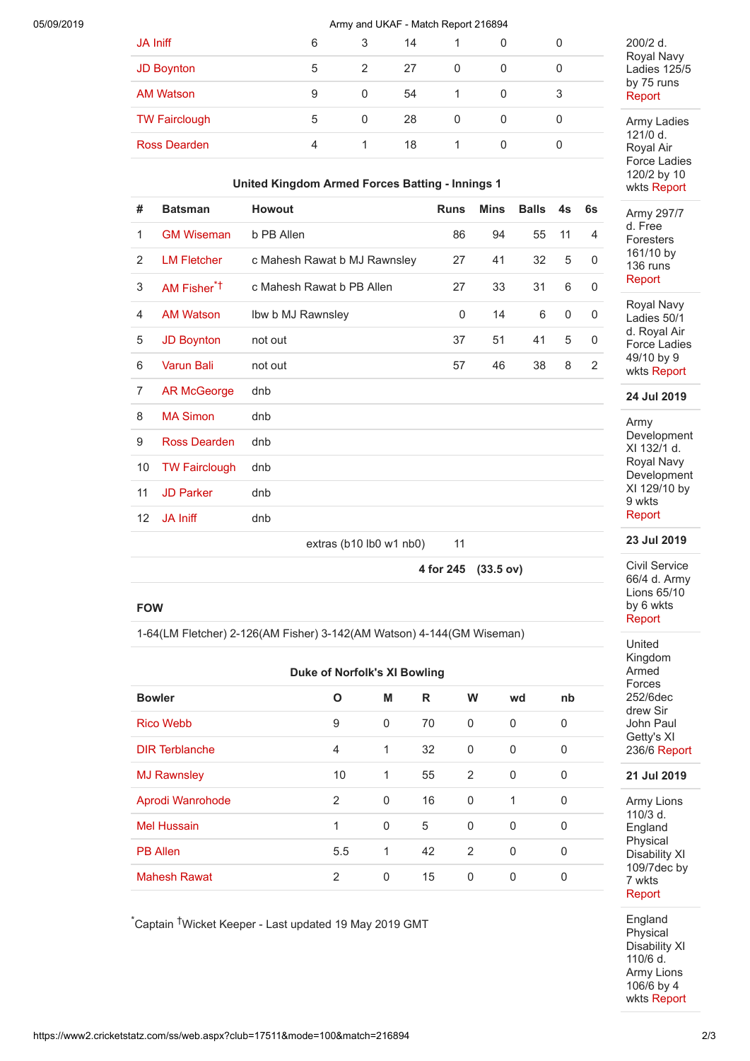| | | | | | |
|---|---|---|---|---|---|
| JA Iniff | 6 | 3 | 14 | 1 | 0 | 0 |
| JD Boynton | 5 | 2 | 27 | 0 | 0 | 0 |
| AM Watson | 9 | 0 | 54 | 1 | 0 | 3 |
| TW Fairclough | 5 | 0 | 28 | 0 | 0 | 0 |
| Ross Dearden | 4 | 1 | 18 | 1 | 0 | 0 |

### United Kingdom Armed Forces Batting - Innings 1

| # | Batsman | Howout | Runs | Mins | Balls | 4s | 6s |
|---|---|---|---|---|---|---|---|
| 1 | GM Wiseman | b PB Allen | 86 | 94 | 55 | 11 | 4 |
| 2 | LM Fletcher | c Mahesh Rawat b MJ Rawnsley | 27 | 41 | 32 | 5 | 0 |
| 3 | AM Fisher*† | c Mahesh Rawat b PB Allen | 27 | 33 | 31 | 6 | 0 |
| 4 | AM Watson | lbw b MJ Rawnsley | 0 | 14 | 6 | 0 | 0 |
| 5 | JD Boynton | not out | 37 | 51 | 41 | 5 | 0 |
| 6 | Varun Bali | not out | 57 | 46 | 38 | 8 | 2 |
| 7 | AR McGeorge | dnb | | | | | |
| 8 | MA Simon | dnb | | | | | |
| 9 | Ross Dearden | dnb | | | | | |
| 10 | TW Fairclough | dnb | | | | | |
| 11 | JD Parker | dnb | | | | | |
| 12 | JA Iniff | dnb | | | | | |
| | | extras (b10 lb0 w1 nb0) | 11 | | | | |
| | | | **4 for 245** | **(33.5 ov)** | | | |

**FOW**

1-64(LM Fletcher) 2-126(AM Fisher) 3-142(AM Watson) 4-144(GM Wiseman)

### Duke of Norfolk's XI Bowling

| Bowler | O | M | R | W | wd | nb |
|---|---|---|---|---|---|---|
| Rico Webb | 9 | 0 | 70 | 0 | 0 | 0 |
| DIR Terblanche | 4 | 1 | 32 | 0 | 0 | 0 |
| MJ Rawnsley | 10 | 1 | 55 | 2 | 0 | 0 |
| Aprodi Wanrohode | 2 | 0 | 16 | 0 | 1 | 0 |
| Mel Hussain | 1 | 0 | 5 | 0 | 0 | 0 |
| PB Allen | 5.5 | 1 | 42 | 2 | 0 | 0 |
| Mahesh Rawat | 2 | 0 | 15 | 0 | 0 | 0 |

*Captain †Wicket Keeper - Last updated 19 May 2019 GMT

---

200/2 d. Royal Navy Ladies 125/5 by 75 runs Report

Army Ladies 121/0 d. Royal Air Force Ladies 120/2 by 10 wkts Report

Army 297/7 d. Free Foresters 161/10 by 136 runs Report

Royal Navy Ladies 50/1 d. Royal Air Force Ladies 49/10 by 9 wkts Report

**24 Jul 2019**

Army Development XI 132/1 d. Royal Navy Development XI 129/10 by 9 wkts Report

**23 Jul 2019**

Civil Service 66/4 d. Army Lions 65/10 by 6 wkts Report

United Kingdom Armed Forces 252/6dec drew Sir John Paul Getty's XI 236/6 Report

**21 Jul 2019**

Army Lions 110/3 d. England Physical Disability XI 109/7dec by 7 wkts Report

England Physical Disability XI 110/6 d. Army Lions 106/6 by 4 wkts Report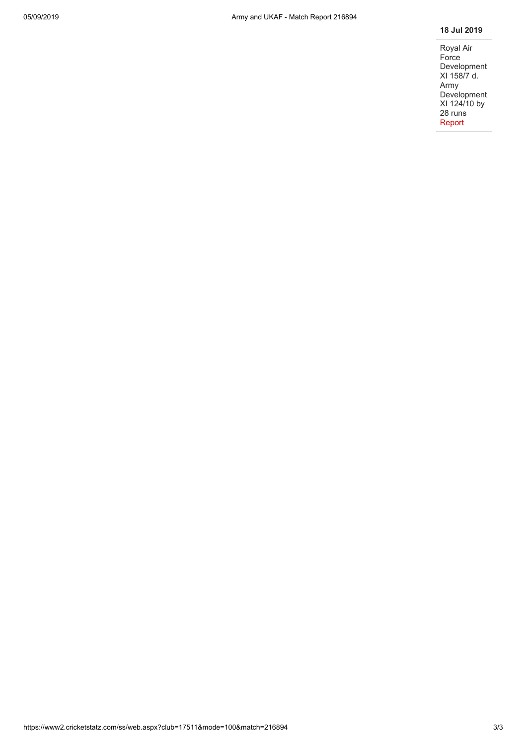**18 Jul 2019**

Royal Air Force Development XI 158/7 d. Army Development XI 124/10 by 28 runs
Report